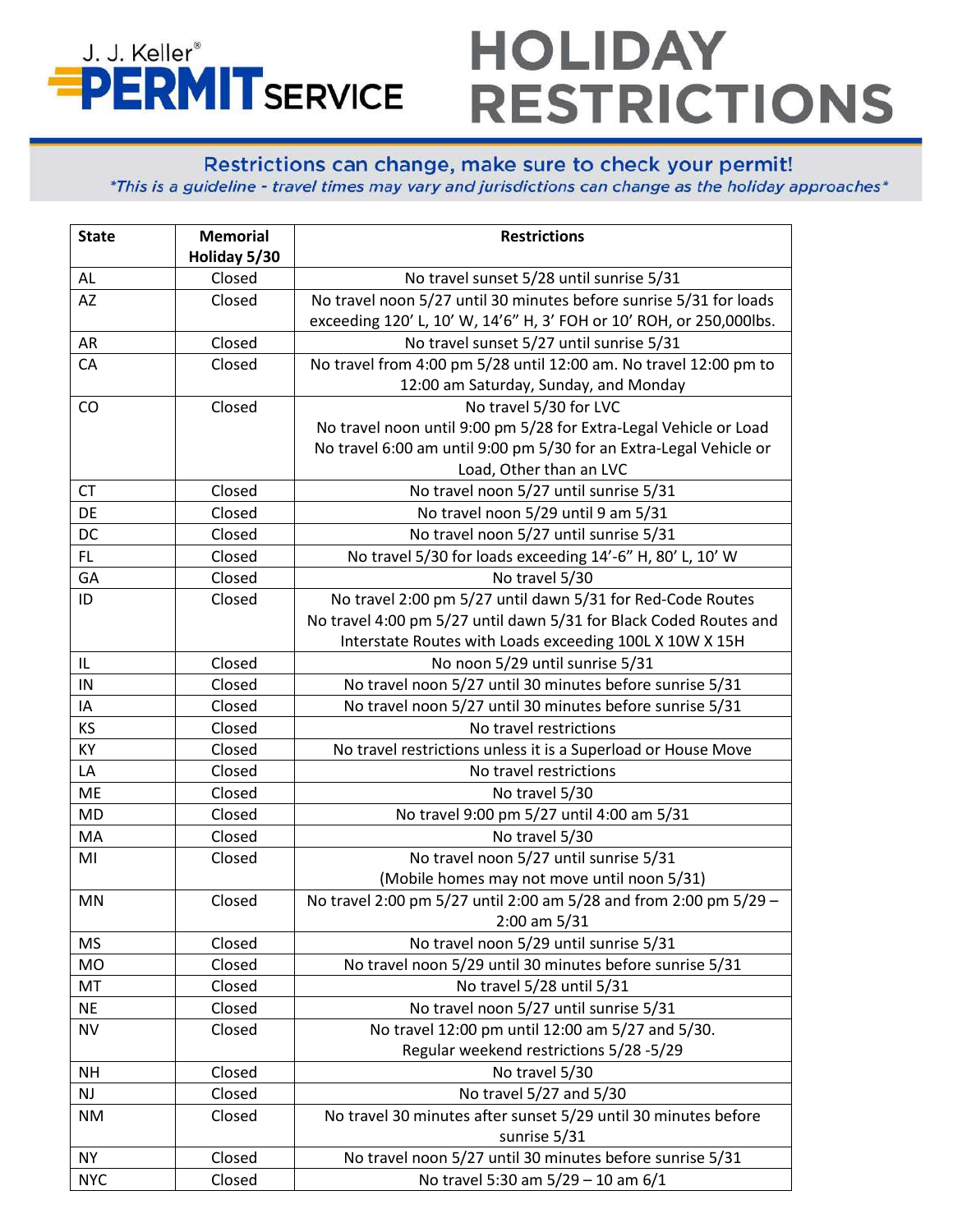J. J. Keller® PERMIT SERVICE

# HOLIDAY RESTRICTIONS

**Restrictions can change, make sure to check your permit!**

*\*This is a guideline - travel times may vary and jurisdictions can change as the holiday approaches\**

| State | Memorial Holiday 5/30 | Restrictions |
|---|---|---|
| AL | Closed | No travel sunset 5/28 until sunrise 5/31 |
| AZ | Closed | No travel noon 5/27 until 30 minutes before sunrise 5/31 for loads exceeding 120' L, 10' W, 14'6" H, 3' FOH or 10' ROH, or 250,000lbs. |
| AR | Closed | No travel sunset 5/27 until sunrise 5/31 |
| CA | Closed | No travel from 4:00 pm 5/28 until 12:00 am. No travel 12:00 pm to 12:00 am Saturday, Sunday, and Monday |
| CO | Closed | No travel 5/30 for LVC<br>No travel noon until 9:00 pm 5/28 for Extra-Legal Vehicle or Load<br>No travel 6:00 am until 9:00 pm 5/30 for an Extra-Legal Vehicle or Load, Other than an LVC |
| CT | Closed | No travel noon 5/27 until sunrise 5/31 |
| DE | Closed | No travel noon 5/29 until 9 am 5/31 |
| DC | Closed | No travel noon 5/27 until sunrise 5/31 |
| FL | Closed | No travel 5/30 for loads exceeding 14'-6" H, 80' L, 10' W |
| GA | Closed | No travel 5/30 |
| ID | Closed | No travel 2:00 pm 5/27 until dawn 5/31 for Red-Code Routes<br>No travel 4:00 pm 5/27 until dawn 5/31 for Black Coded Routes and Interstate Routes with Loads exceeding 100L X 10W X 15H |
| IL | Closed | No noon 5/29 until sunrise 5/31 |
| IN | Closed | No travel noon 5/27 until 30 minutes before sunrise 5/31 |
| IA | Closed | No travel noon 5/27 until 30 minutes before sunrise 5/31 |
| KS | Closed | No travel restrictions |
| KY | Closed | No travel restrictions unless it is a Superload or House Move |
| LA | Closed | No travel restrictions |
| ME | Closed | No travel 5/30 |
| MD | Closed | No travel 9:00 pm 5/27 until 4:00 am 5/31 |
| MA | Closed | No travel 5/30 |
| MI | Closed | No travel noon 5/27 until sunrise 5/31<br>(Mobile homes may not move until noon 5/31) |
| MN | Closed | No travel 2:00 pm 5/27 until 2:00 am 5/28 and from 2:00 pm 5/29 – 2:00 am 5/31 |
| MS | Closed | No travel noon 5/29 until sunrise 5/31 |
| MO | Closed | No travel noon 5/29 until 30 minutes before sunrise 5/31 |
| MT | Closed | No travel 5/28 until 5/31 |
| NE | Closed | No travel noon 5/27 until sunrise 5/31 |
| NV | Closed | No travel 12:00 pm until 12:00 am 5/27 and 5/30.<br>Regular weekend restrictions 5/28 -5/29 |
| NH | Closed | No travel 5/30 |
| NJ | Closed | No travel 5/27 and 5/30 |
| NM | Closed | No travel 30 minutes after sunset 5/29 until 30 minutes before sunrise 5/31 |
| NY | Closed | No travel noon 5/27 until 30 minutes before sunrise 5/31 |
| NYC | Closed | No travel 5:30 am 5/29 – 10 am 6/1 |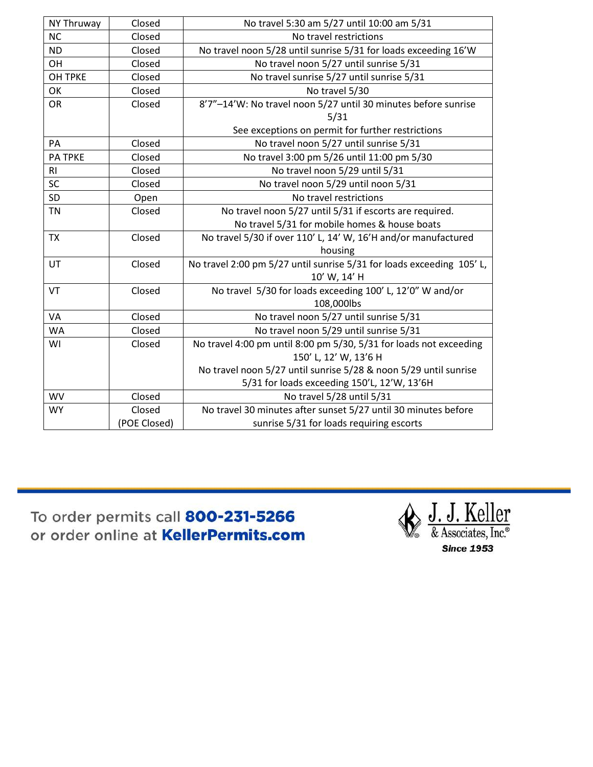| | | |
|---|---|---|
| NY Thruway | Closed | No travel 5:30 am 5/27 until 10:00 am 5/31 |
| NC | Closed | No travel restrictions |
| ND | Closed | No travel noon 5/28 until sunrise 5/31 for loads exceeding 16'W |
| OH | Closed | No travel noon 5/27 until sunrise 5/31 |
| OH TPKE | Closed | No travel sunrise 5/27 until sunrise 5/31 |
| OK | Closed | No travel 5/30 |
| OR | Closed | 8'7"–14'W: No travel noon 5/27 until 30 minutes before sunrise 5/31<br>See exceptions on permit for further restrictions |
| PA | Closed | No travel noon 5/27 until sunrise 5/31 |
| PA TPKE | Closed | No travel 3:00 pm 5/26 until 11:00 pm 5/30 |
| RI | Closed | No travel noon 5/29 until 5/31 |
| SC | Closed | No travel noon 5/29 until noon 5/31 |
| SD | Open | No travel restrictions |
| TN | Closed | No travel noon 5/27 until 5/31 if escorts are required.<br>No travel 5/31 for mobile homes & house boats |
| TX | Closed | No travel 5/30 if over 110' L, 14' W, 16'H and/or manufactured housing |
| UT | Closed | No travel 2:00 pm 5/27 until sunrise 5/31 for loads exceeding 105' L, 10' W, 14' H |
| VT | Closed | No travel 5/30 for loads exceeding 100' L, 12'0" W and/or 108,000lbs |
| VA | Closed | No travel noon 5/27 until sunrise 5/31 |
| WA | Closed | No travel noon 5/29 until sunrise 5/31 |
| WI | Closed | No travel 4:00 pm until 8:00 pm 5/30, 5/31 for loads not exceeding 150' L, 12' W, 13'6 H<br>No travel noon 5/27 until sunrise 5/28 & noon 5/29 until sunrise 5/31 for loads exceeding 150'L, 12'W, 13'6H |
| WV | Closed | No travel 5/28 until 5/31 |
| WY | Closed (POE Closed) | No travel 30 minutes after sunset 5/27 until 30 minutes before sunrise 5/31 for loads requiring escorts |

To order permits call **800-231-5266**
or order online at **KellerPermits.com**

J. J. Keller & Associates, Inc.®
*Since 1953*